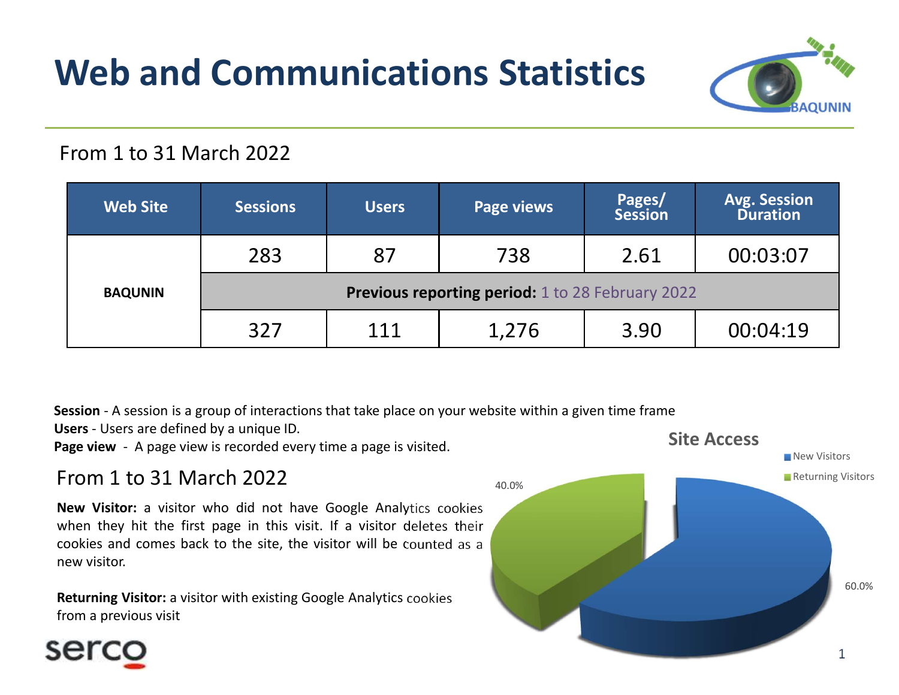# Web and Communications Statistics

From 1 to 31 March 2022

| Web Site | Sessions | Users | Page views | Pages/ Session | Avg. Session Duration |
|---|---|---|---|---|---|
| BAQUNIN | 283 | 87 | 738 | 2.61 | 00:03:07 |
| | **Previous reporting period:** 1 to 28 February 2022 | | | | |
| | 327 | 111 | 1,276 | 3.90 | 00:04:19 |

**Session** - A session is a group of interactions that take place on your website within a given time frame
**Users** - Users are defined by a unique ID.
**Page view** - A page view is recorded every time a page is visited.

From 1 to 31 March 2022

**New Visitor:** a visitor who did not have Google Analytics cookies when they hit the first page in this visit. If a visitor deletes their cookies and comes back to the site, the visitor will be counted as a new visitor.

**Returning Visitor:** a visitor with existing Google Analytics cookies from a previous visit

**Site Access**

- New Visitors: 60.0%
- Returning Visitors: 40.0%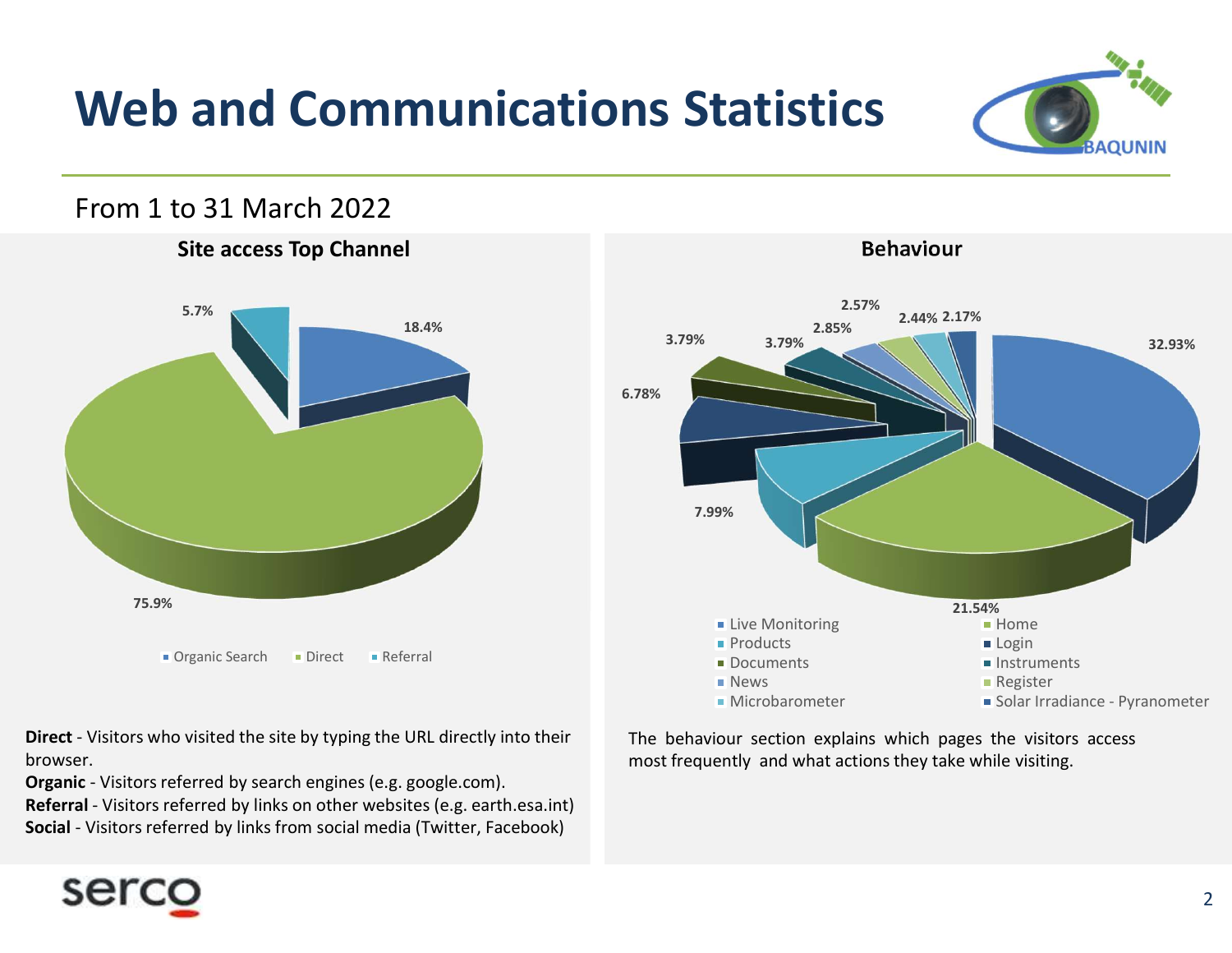# Web and Communications Statistics

From 1 to 31 March 2022

## Site access Top Channel

| Channel | Share |
| --- | --- |
| Organic Search | 18.4% |
| Direct | 75.9% |
| Referral | 5.7% |

**Direct** - Visitors who visited the site by typing the URL directly into their browser.
**Organic** - Visitors referred by search engines (e.g. google.com).
**Referral** - Visitors referred by links on other websites (e.g. earth.esa.int)
**Social** - Visitors referred by links from social media (Twitter, Facebook)

## Behaviour

| Page | Share |
| --- | --- |
| Live Monitoring | 32.93% |
| Home | 21.54% |
| Products | 7.99% |
| Login | 6.78% |
| Documents | 3.79% |
| Instruments | 3.79% |
| News | 2.85% |
| Register | 2.57% |
| Microbarometer | 2.44% |
| Solar Irradiance - Pyranometer | 2.17% |

The behaviour section explains which pages the visitors access most frequently and what actions they take while visiting.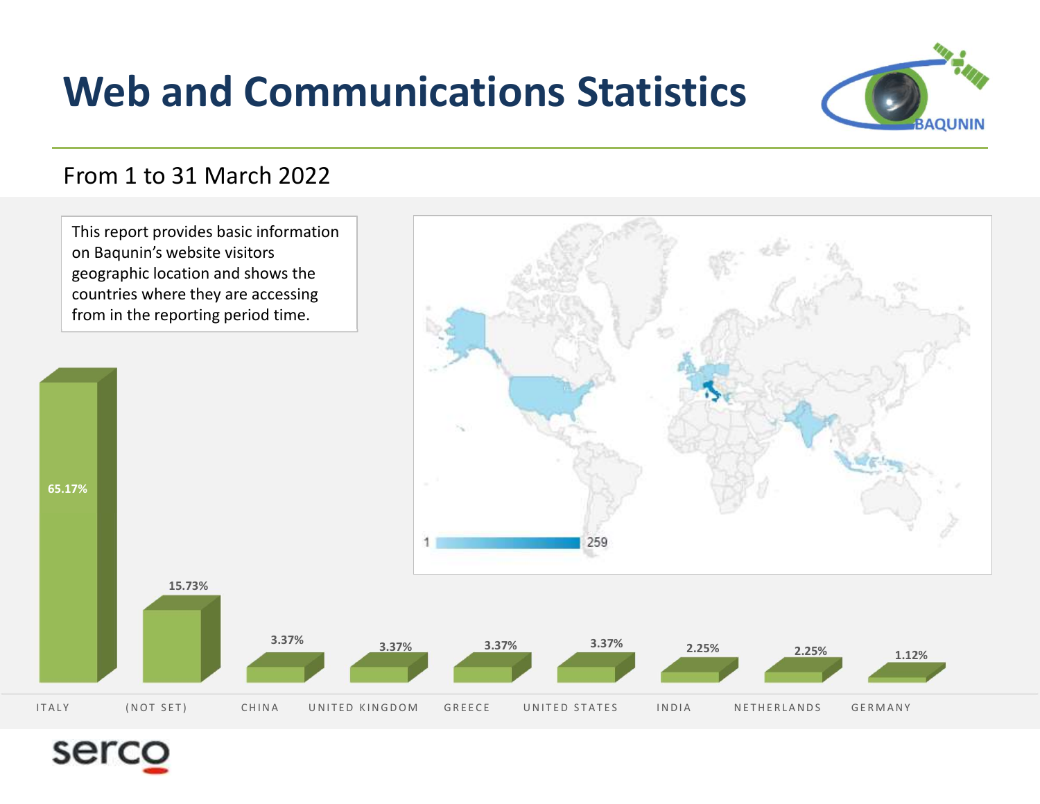# Web and Communications Statistics

BAQUNIN

From 1 to 31 March 2022

This report provides basic information on Baqunin's website visitors geographic location and shows the countries where they are accessing from in the reporting period time.

1

259

65.17%

15.73%

3.37%

3.37%

3.37%

3.37%

2.25%

2.25%

1.12%

ITALY

(NOT SET)

CHINA

UNITED KINGDOM

GREECE

UNITED STATES

INDIA

NETHERLANDS

GERMANY

serco